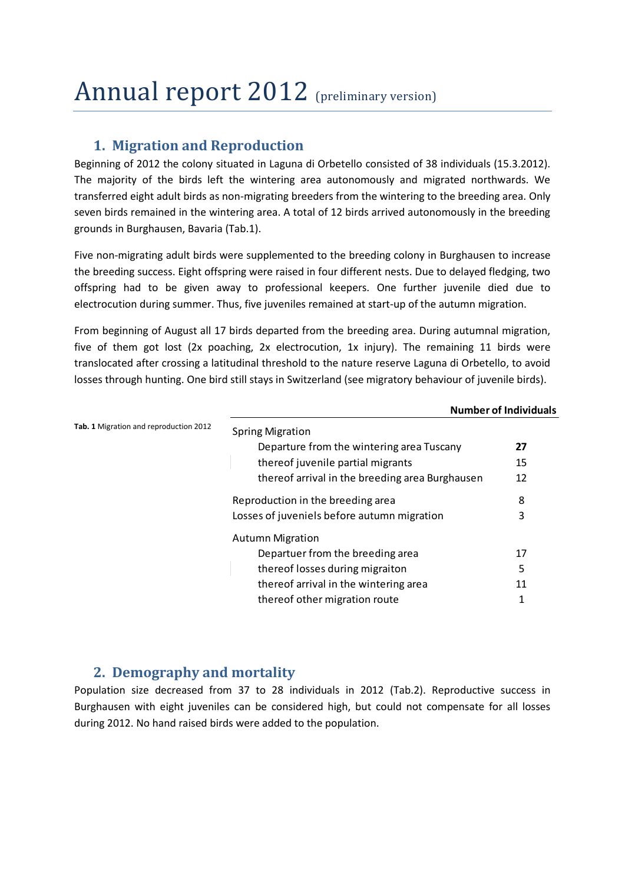# Annual report 2012 (preliminary version)

## 1. Migration and Reproduction

Beginning of 2012 the colony situated in Laguna di Orbetello consisted of 38 individuals (15.3.2012). The majority of the birds left the wintering area autonomously and migrated northwards. We transferred eight adult birds as non-migrating breeders from the wintering to the breeding area. Only seven birds remained in the wintering area. A total of 12 birds arrived autonomously in the breeding grounds in Burghausen, Bavaria (Tab.1).

Five non-migrating adult birds were supplemented to the breeding colony in Burghausen to increase the breeding success. Eight offspring were raised in four different nests. Due to delayed fledging, two offspring had to be given away to professional keepers. One further juvenile died due to electrocution during summer. Thus, five juveniles remained at start-up of the autumn migration.

From beginning of August all 17 birds departed from the breeding area. During autumnal migration, five of them got lost (2x poaching, 2x electrocution, 1x injury). The remaining 11 birds were translocated after crossing a latitudinal threshold to the nature reserve Laguna di Orbetello, to avoid losses through hunting. One bird still stays in Switzerland (see migratory behaviour of juvenile birds).

**Tab. 1** Migration and reproduction 2012

| | **Number of Individuals** |
|---|---|
| Spring Migration | |
| Departure from the wintering area Tuscany | **27** |
| thereof juvenile partial migrants | 15 |
| thereof arrival in the breeding area Burghausen | 12 |
| Reproduction in the breeding area | 8 |
| Losses of juveniels before autumn migration | 3 |
| Autumn Migration | |
| Departuer from the breeding area | 17 |
| thereof losses during migraiton | 5 |
| thereof arrival in the wintering area | 11 |
| thereof other migration route | 1 |

## 2. Demography and mortality

Population size decreased from 37 to 28 individuals in 2012 (Tab.2). Reproductive success in Burghausen with eight juveniles can be considered high, but could not compensate for all losses during 2012. No hand raised birds were added to the population.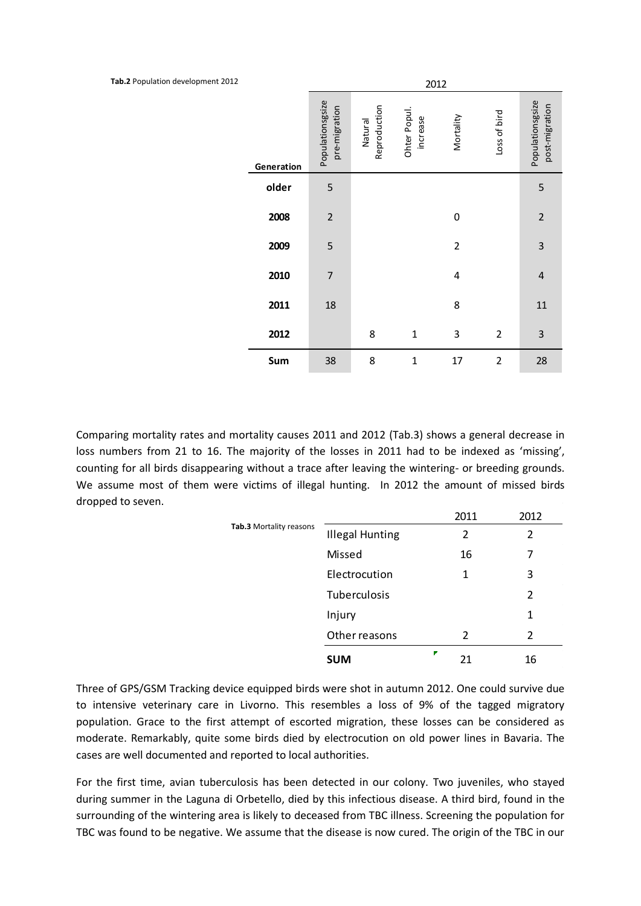**Tab.2** Population development 2012

| Generation | Populationsgsize pre-migration | Natural Reproduction | Ohter Popul. increase | Mortality | Loss of bird | Populationsgsize post-migration |
|---|---|---|---|---|---|---|
| | 2012 | | | | | |
| **older** | 5 | | | | | 5 |
| **2008** | 2 | | | 0 | | 2 |
| **2009** | 5 | | | 2 | | 3 |
| **2010** | 7 | | | 4 | | 4 |
| **2011** | 18 | | | 8 | | 11 |
| **2012** | | 8 | 1 | 3 | 2 | 3 |
| **Sum** | 38 | 8 | 1 | 17 | 2 | 28 |

Comparing mortality rates and mortality causes 2011 and 2012 (Tab.3) shows a general decrease in loss numbers from 21 to 16. The majority of the losses in 2011 had to be indexed as 'missing', counting for all birds disappearing without a trace after leaving the wintering- or breeding grounds. We assume most of them were victims of illegal hunting. In 2012 the amount of missed birds dropped to seven.

**Tab.3** Mortality reasons

| | 2011 | 2012 |
|---|---|---|
| Illegal Hunting | 2 | 2 |
| Missed | 16 | 7 |
| Electrocution | 1 | 3 |
| Tuberculosis | | 2 |
| Injury | | 1 |
| Other reasons | 2 | 2 |
| **SUM** | 21 | 16 |

Three of GPS/GSM Tracking device equipped birds were shot in autumn 2012. One could survive due to intensive veterinary care in Livorno. This resembles a loss of 9% of the tagged migratory population. Grace to the first attempt of escorted migration, these losses can be considered as moderate. Remarkably, quite some birds died by electrocution on old power lines in Bavaria. The cases are well documented and reported to local authorities.

For the first time, avian tuberculosis has been detected in our colony. Two juveniles, who stayed during summer in the Laguna di Orbetello, died by this infectious disease. A third bird, found in the surrounding of the wintering area is likely to deceased from TBC illness. Screening the population for TBC was found to be negative. We assume that the disease is now cured. The origin of the TBC in our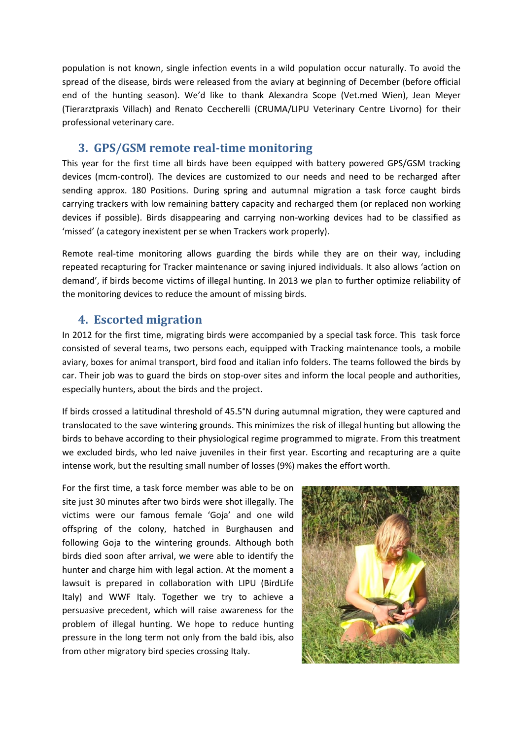population is not known, single infection events in a wild population occur naturally. To avoid the spread of the disease, birds were released from the aviary at beginning of December (before official end of the hunting season). We'd like to thank Alexandra Scope (Vet.med Wien), Jean Meyer (Tierarztpraxis Villach) and Renato Ceccherelli (CRUMA/LIPU Veterinary Centre Livorno) for their professional veterinary care.

## 3. GPS/GSM remote real-time monitoring

This year for the first time all birds have been equipped with battery powered GPS/GSM tracking devices (mcm-control). The devices are customized to our needs and need to be recharged after sending approx. 180 Positions. During spring and autumnal migration a task force caught birds carrying trackers with low remaining battery capacity and recharged them (or replaced non working devices if possible). Birds disappearing and carrying non-working devices had to be classified as 'missed' (a category inexistent per se when Trackers work properly).

Remote real-time monitoring allows guarding the birds while they are on their way, including repeated recapturing for Tracker maintenance or saving injured individuals. It also allows 'action on demand', if birds become victims of illegal hunting. In 2013 we plan to further optimize reliability of the monitoring devices to reduce the amount of missing birds.

## 4. Escorted migration

In 2012 for the first time, migrating birds were accompanied by a special task force. This task force consisted of several teams, two persons each, equipped with Tracking maintenance tools, a mobile aviary, boxes for animal transport, bird food and italian info folders. The teams followed the birds by car. Their job was to guard the birds on stop-over sites and inform the local people and authorities, especially hunters, about the birds and the project.

If birds crossed a latitudinal threshold of 45.5°N during autumnal migration, they were captured and translocated to the save wintering grounds. This minimizes the risk of illegal hunting but allowing the birds to behave according to their physiological regime programmed to migrate. From this treatment we excluded birds, who led naive juveniles in their first year. Escorting and recapturing are a quite intense work, but the resulting small number of losses (9%) makes the effort worth.

For the first time, a task force member was able to be on site just 30 minutes after two birds were shot illegally. The victims were our famous female 'Goja' and one wild offspring of the colony, hatched in Burghausen and following Goja to the wintering grounds. Although both birds died soon after arrival, we were able to identify the hunter and charge him with legal action. At the moment a lawsuit is prepared in collaboration with LIPU (BirdLife Italy) and WWF Italy. Together we try to achieve a persuasive precedent, which will raise awareness for the problem of illegal hunting. We hope to reduce hunting pressure in the long term not only from the bald ibis, also from other migratory bird species crossing Italy.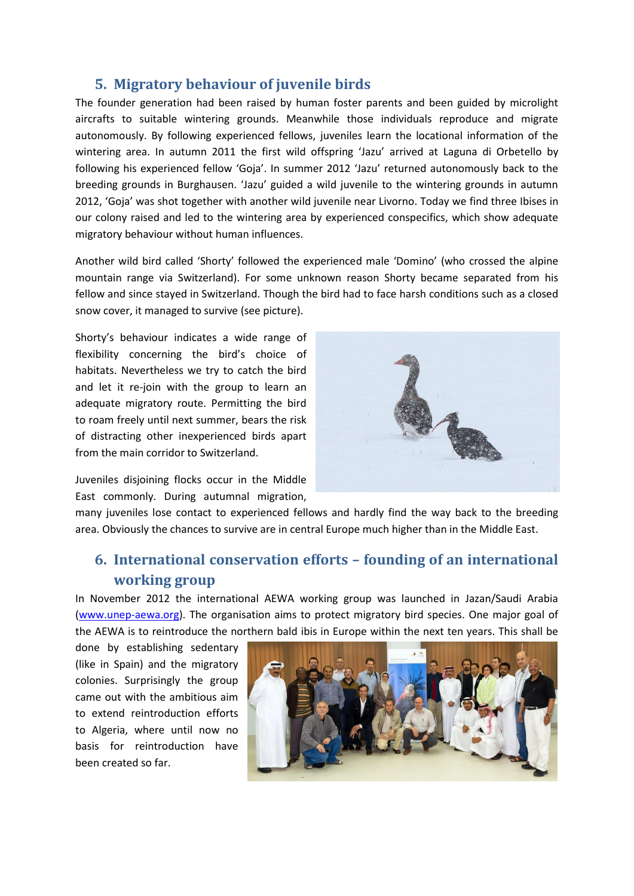## 5. Migratory behaviour of juvenile birds

The founder generation had been raised by human foster parents and been guided by microlight aircrafts to suitable wintering grounds. Meanwhile those individuals reproduce and migrate autonomously. By following experienced fellows, juveniles learn the locational information of the wintering area. In autumn 2011 the first wild offspring 'Jazu' arrived at Laguna di Orbetello by following his experienced fellow 'Goja'. In summer 2012 'Jazu' returned autonomously back to the breeding grounds in Burghausen. 'Jazu' guided a wild juvenile to the wintering grounds in autumn 2012, 'Goja' was shot together with another wild juvenile near Livorno. Today we find three Ibises in our colony raised and led to the wintering area by experienced conspecifics, which show adequate migratory behaviour without human influences.

Another wild bird called 'Shorty' followed the experienced male 'Domino' (who crossed the alpine mountain range via Switzerland). For some unknown reason Shorty became separated from his fellow and since stayed in Switzerland. Though the bird had to face harsh conditions such as a closed snow cover, it managed to survive (see picture).

Shorty's behaviour indicates a wide range of flexibility concerning the bird's choice of habitats. Nevertheless we try to catch the bird and let it re-join with the group to learn an adequate migratory route. Permitting the bird to roam freely until next summer, bears the risk of distracting other inexperienced birds apart from the main corridor to Switzerland.

Juveniles disjoining flocks occur in the Middle East commonly. During autumnal migration, many juveniles lose contact to experienced fellows and hardly find the way back to the breeding area. Obviously the chances to survive are in central Europe much higher than in the Middle East.

## 6. International conservation efforts – founding of an international working group

In November 2012 the international AEWA working group was launched in Jazan/Saudi Arabia (www.unep-aewa.org). The organisation aims to protect migratory bird species. One major goal of the AEWA is to reintroduce the northern bald ibis in Europe within the next ten years. This shall be done by establishing sedentary (like in Spain) and the migratory colonies. Surprisingly the group came out with the ambitious aim to extend reintroduction efforts to Algeria, where until now no basis for reintroduction have been created so far.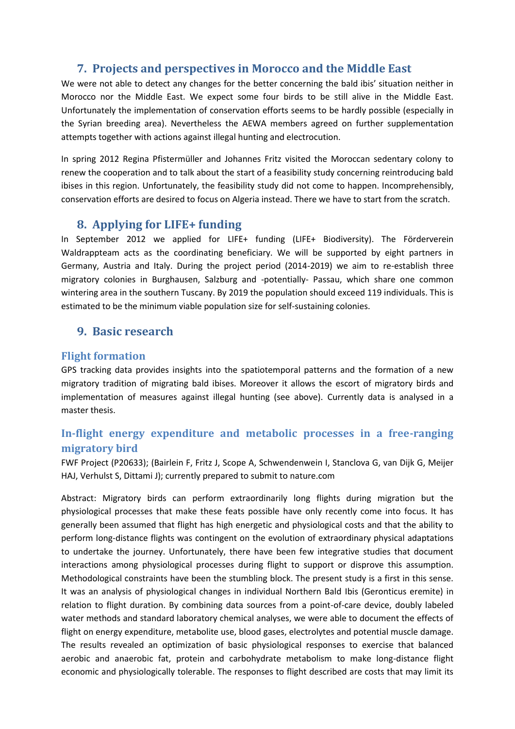## 7. Projects and perspectives in Morocco and the Middle East

We were not able to detect any changes for the better concerning the bald ibis' situation neither in Morocco nor the Middle East. We expect some four birds to be still alive in the Middle East. Unfortunately the implementation of conservation efforts seems to be hardly possible (especially in the Syrian breeding area). Nevertheless the AEWA members agreed on further supplementation attempts together with actions against illegal hunting and electrocution.

In spring 2012 Regina Pfistermüller and Johannes Fritz visited the Moroccan sedentary colony to renew the cooperation and to talk about the start of a feasibility study concerning reintroducing bald ibises in this region. Unfortunately, the feasibility study did not come to happen. Incomprehensibly, conservation efforts are desired to focus on Algeria instead. There we have to start from the scratch.

## 8. Applying for LIFE+ funding

In September 2012 we applied for LIFE+ funding (LIFE+ Biodiversity). The Förderverein Waldrappteam acts as the coordinating beneficiary. We will be supported by eight partners in Germany, Austria and Italy. During the project period (2014-2019) we aim to re-establish three migratory colonies in Burghausen, Salzburg and -potentially- Passau, which share one common wintering area in the southern Tuscany. By 2019 the population should exceed 119 individuals. This is estimated to be the minimum viable population size for self-sustaining colonies.

## 9. Basic research

### Flight formation

GPS tracking data provides insights into the spatiotemporal patterns and the formation of a new migratory tradition of migrating bald ibises. Moreover it allows the escort of migratory birds and implementation of measures against illegal hunting (see above). Currently data is analysed in a master thesis.

### In-flight energy expenditure and metabolic processes in a free-ranging migratory bird

FWF Project (P20633); (Bairlein F, Fritz J, Scope A, Schwendenwein I, Stanclova G, van Dijk G, Meijer HAJ, Verhulst S, Dittami J); currently prepared to submit to nature.com

Abstract: Migratory birds can perform extraordinarily long flights during migration but the physiological processes that make these feats possible have only recently come into focus. It has generally been assumed that flight has high energetic and physiological costs and that the ability to perform long-distance flights was contingent on the evolution of extraordinary physical adaptations to undertake the journey. Unfortunately, there have been few integrative studies that document interactions among physiological processes during flight to support or disprove this assumption. Methodological constraints have been the stumbling block. The present study is a first in this sense. It was an analysis of physiological changes in individual Northern Bald Ibis (Geronticus eremite) in relation to flight duration. By combining data sources from a point-of-care device, doubly labeled water methods and standard laboratory chemical analyses, we were able to document the effects of flight on energy expenditure, metabolite use, blood gases, electrolytes and potential muscle damage. The results revealed an optimization of basic physiological responses to exercise that balanced aerobic and anaerobic fat, protein and carbohydrate metabolism to make long-distance flight economic and physiologically tolerable. The responses to flight described are costs that may limit its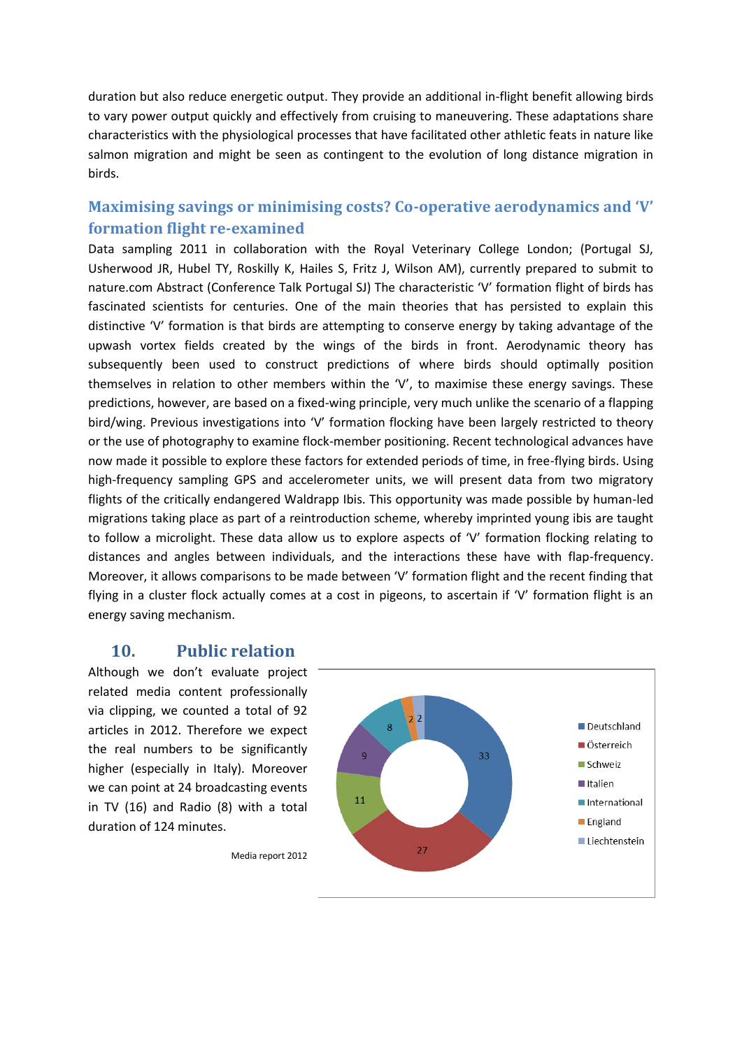duration but also reduce energetic output. They provide an additional in-flight benefit allowing birds to vary power output quickly and effectively from cruising to maneuvering. These adaptations share characteristics with the physiological processes that have facilitated other athletic feats in nature like salmon migration and might be seen as contingent to the evolution of long distance migration in birds.

## Maximising savings or minimising costs? Co-operative aerodynamics and 'V' formation flight re-examined

Data sampling 2011 in collaboration with the Royal Veterinary College London; (Portugal SJ, Usherwood JR, Hubel TY, Roskilly K, Hailes S, Fritz J, Wilson AM), currently prepared to submit to nature.com Abstract (Conference Talk Portugal SJ) The characteristic 'V' formation flight of birds has fascinated scientists for centuries. One of the main theories that has persisted to explain this distinctive 'V' formation is that birds are attempting to conserve energy by taking advantage of the upwash vortex fields created by the wings of the birds in front. Aerodynamic theory has subsequently been used to construct predictions of where birds should optimally position themselves in relation to other members within the 'V', to maximise these energy savings. These predictions, however, are based on a fixed-wing principle, very much unlike the scenario of a flapping bird/wing. Previous investigations into 'V' formation flocking have been largely restricted to theory or the use of photography to examine flock-member positioning. Recent technological advances have now made it possible to explore these factors for extended periods of time, in free-flying birds. Using high-frequency sampling GPS and accelerometer units, we will present data from two migratory flights of the critically endangered Waldrapp Ibis. This opportunity was made possible by human-led migrations taking place as part of a reintroduction scheme, whereby imprinted young ibis are taught to follow a microlight. These data allow us to explore aspects of 'V' formation flocking relating to distances and angles between individuals, and the interactions these have with flap-frequency. Moreover, it allows comparisons to be made between 'V' formation flight and the recent finding that flying in a cluster flock actually comes at a cost in pigeons, to ascertain if 'V' formation flight is an energy saving mechanism.

## 10. Public relation

Although we don't evaluate project related media content professionally via clipping, we counted a total of 92 articles in 2012. Therefore we expect the real numbers to be significantly higher (especially in Italy). Moreover we can point at 24 broadcasting events in TV (16) and Radio (8) with a total duration of 124 minutes.

Media report 2012

33
27
11
9
8
2
2

Deutschland
Österreich
Schweiz
Italien
International
England
Liechtenstein